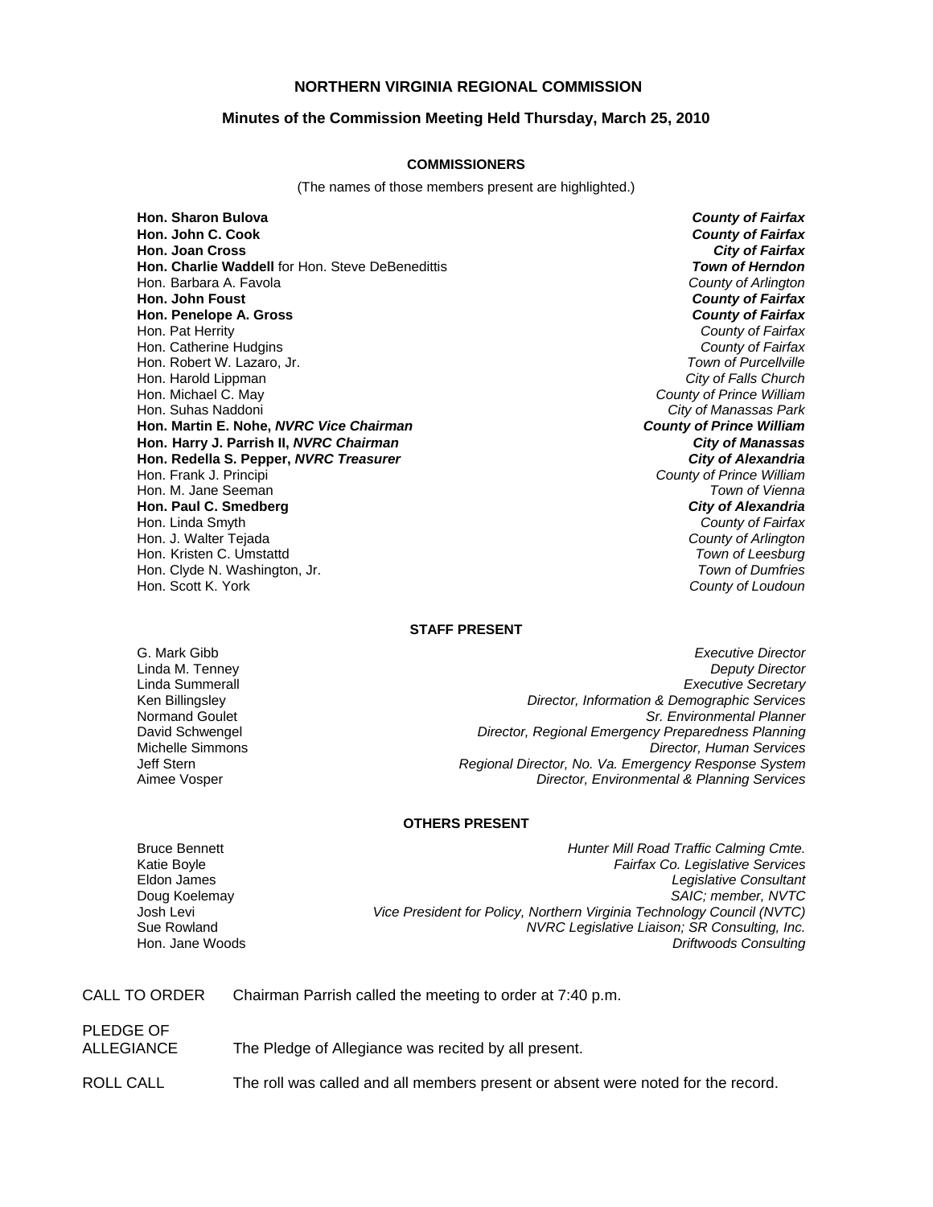# NORTHERN VIRGINIA REGIONAL COMMISSION

## Minutes of the Commission Meeting Held Thursday, March 25, 2010

### COMMISSIONERS

(The names of those members present are highlighted.)

| | |
|---|---|
| **Hon. Sharon Bulova** | ***County of Fairfax*** |
| **Hon. John C. Cook** | ***County of Fairfax*** |
| **Hon. Joan Cross** | ***City of Fairfax*** |
| **Hon. Charlie Waddell** for Hon. Steve DeBenedittis | ***Town of Herndon*** |
| Hon. Barbara A. Favola | *County of Arlington* |
| **Hon. John Foust** | ***County of Fairfax*** |
| **Hon. Penelope A. Gross** | ***County of Fairfax*** |
| Hon. Pat Herrity | *County of Fairfax* |
| Hon. Catherine Hudgins | *County of Fairfax* |
| Hon. Robert W. Lazaro, Jr. | *Town of Purcellville* |
| Hon. Harold Lippman | *City of Falls Church* |
| Hon. Michael C. May | *County of Prince William* |
| Hon. Suhas Naddoni | *City of Manassas Park* |
| **Hon. Martin E. Nohe, *NVRC Vice Chairman*** | ***County of Prince William*** |
| **Hon. Harry J. Parrish II, *NVRC Chairman*** | ***City of Manassas*** |
| **Hon. Redella S. Pepper, *NVRC Treasurer*** | ***City of Alexandria*** |
| Hon. Frank J. Principi | *County of Prince William* |
| Hon. M. Jane Seeman | *Town of Vienna* |
| **Hon. Paul C. Smedberg** | ***City of Alexandria*** |
| Hon. Linda Smyth | *County of Fairfax* |
| Hon. J. Walter Tejada | *County of Arlington* |
| Hon. Kristen C. Umstattd | *Town of Leesburg* |
| Hon. Clyde N. Washington, Jr. | *Town of Dumfries* |
| Hon. Scott K. York | *County of Loudoun* |

### STAFF PRESENT

| | |
|---|---|
| G. Mark Gibb | *Executive Director* |
| Linda M. Tenney | *Deputy Director* |
| Linda Summerall | *Executive Secretary* |
| Ken Billingsley | *Director, Information & Demographic Services* |
| Normand Goulet | *Sr. Environmental Planner* |
| David Schwengel | *Director, Regional Emergency Preparedness Planning* |
| Michelle Simmons | *Director, Human Services* |
| Jeff Stern | *Regional Director, No. Va. Emergency Response System* |
| Aimee Vosper | *Director, Environmental & Planning Services* |

### OTHERS PRESENT

| | |
|---|---|
| Bruce Bennett | *Hunter Mill Road Traffic Calming Cmte.* |
| Katie Boyle | *Fairfax Co. Legislative Services* |
| Eldon James | *Legislative Consultant* |
| Doug Koelemay | *SAIC; member, NVTC* |
| Josh Levi | *Vice President for Policy, Northern Virginia Technology Council (NVTC)* |
| Sue Rowland | *NVRC Legislative Liaison; SR Consulting, Inc.* |
| Hon. Jane Woods | *Driftwoods Consulting* |

CALL TO ORDER — Chairman Parrish called the meeting to order at 7:40 p.m.

PLEDGE OF ALLEGIANCE — The Pledge of Allegiance was recited by all present.

ROLL CALL — The roll was called and all members present or absent were noted for the record.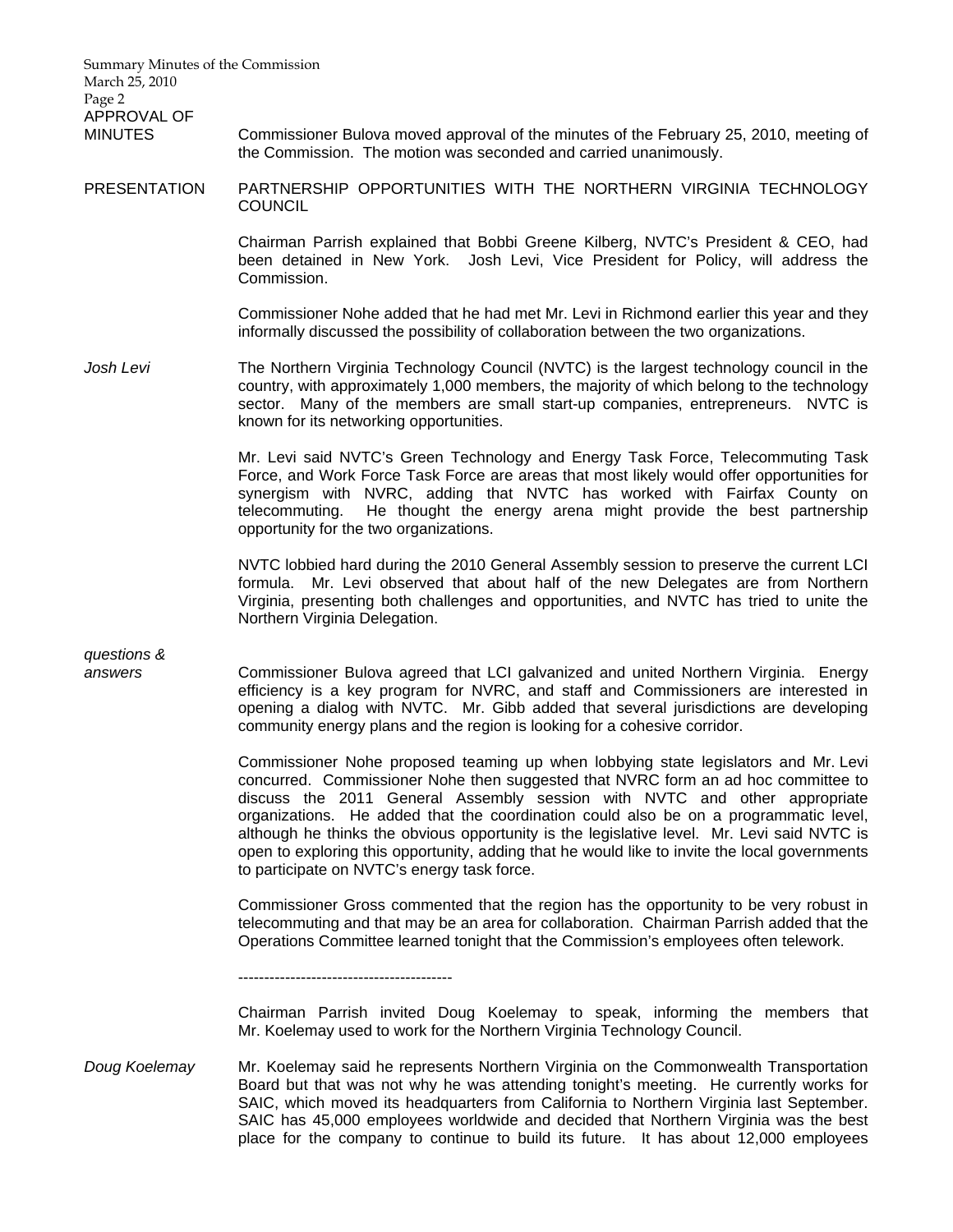APPROVAL OF MINUTES

Commissioner Bulova moved approval of the minutes of the February 25, 2010, meeting of the Commission. The motion was seconded and carried unanimously.

PRESENTATION

PARTNERSHIP OPPORTUNITIES WITH THE NORTHERN VIRGINIA TECHNOLOGY COUNCIL

Chairman Parrish explained that Bobbi Greene Kilberg, NVTC's President & CEO, had been detained in New York. Josh Levi, Vice President for Policy, will address the Commission.

Commissioner Nohe added that he had met Mr. Levi in Richmond earlier this year and they informally discussed the possibility of collaboration between the two organizations.

*Josh Levi*

The Northern Virginia Technology Council (NVTC) is the largest technology council in the country, with approximately 1,000 members, the majority of which belong to the technology sector. Many of the members are small start-up companies, entrepreneurs. NVTC is known for its networking opportunities.

Mr. Levi said NVTC's Green Technology and Energy Task Force, Telecommuting Task Force, and Work Force Task Force are areas that most likely would offer opportunities for synergism with NVRC, adding that NVTC has worked with Fairfax County on telecommuting. He thought the energy arena might provide the best partnership opportunity for the two organizations.

NVTC lobbied hard during the 2010 General Assembly session to preserve the current LCI formula. Mr. Levi observed that about half of the new Delegates are from Northern Virginia, presenting both challenges and opportunities, and NVTC has tried to unite the Northern Virginia Delegation.

*questions & answers*

Commissioner Bulova agreed that LCI galvanized and united Northern Virginia. Energy efficiency is a key program for NVRC, and staff and Commissioners are interested in opening a dialog with NVTC. Mr. Gibb added that several jurisdictions are developing community energy plans and the region is looking for a cohesive corridor.

Commissioner Nohe proposed teaming up when lobbying state legislators and Mr. Levi concurred. Commissioner Nohe then suggested that NVRC form an ad hoc committee to discuss the 2011 General Assembly session with NVTC and other appropriate organizations. He added that the coordination could also be on a programmatic level, although he thinks the obvious opportunity is the legislative level. Mr. Levi said NVTC is open to exploring this opportunity, adding that he would like to invite the local governments to participate on NVTC's energy task force.

Commissioner Gross commented that the region has the opportunity to be very robust in telecommuting and that may be an area for collaboration. Chairman Parrish added that the Operations Committee learned tonight that the Commission's employees often telework.

-----------------------------------------

Chairman Parrish invited Doug Koelemay to speak, informing the members that Mr. Koelemay used to work for the Northern Virginia Technology Council.

*Doug Koelemay*

Mr. Koelemay said he represents Northern Virginia on the Commonwealth Transportation Board but that was not why he was attending tonight's meeting. He currently works for SAIC, which moved its headquarters from California to Northern Virginia last September. SAIC has 45,000 employees worldwide and decided that Northern Virginia was the best place for the company to continue to build its future. It has about 12,000 employees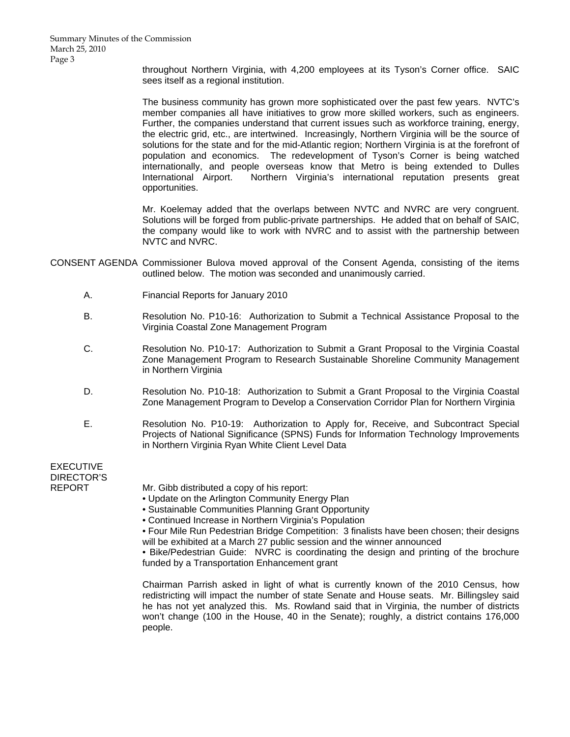throughout Northern Virginia, with 4,200 employees at its Tyson's Corner office. SAIC sees itself as a regional institution.

The business community has grown more sophisticated over the past few years. NVTC's member companies all have initiatives to grow more skilled workers, such as engineers. Further, the companies understand that current issues such as workforce training, energy, the electric grid, etc., are intertwined. Increasingly, Northern Virginia will be the source of solutions for the state and for the mid-Atlantic region; Northern Virginia is at the forefront of population and economics. The redevelopment of Tyson's Corner is being watched internationally, and people overseas know that Metro is being extended to Dulles International Airport. Northern Virginia's international reputation presents great opportunities.

Mr. Koelemay added that the overlaps between NVTC and NVRC are very congruent. Solutions will be forged from public-private partnerships. He added that on behalf of SAIC, the company would like to work with NVRC and to assist with the partnership between NVTC and NVRC.

**CONSENT AGENDA** Commissioner Bulova moved approval of the Consent Agenda, consisting of the items outlined below. The motion was seconded and unanimously carried.

A. Financial Reports for January 2010

B. Resolution No. P10-16: Authorization to Submit a Technical Assistance Proposal to the Virginia Coastal Zone Management Program

C. Resolution No. P10-17: Authorization to Submit a Grant Proposal to the Virginia Coastal Zone Management Program to Research Sustainable Shoreline Community Management in Northern Virginia

D. Resolution No. P10-18: Authorization to Submit a Grant Proposal to the Virginia Coastal Zone Management Program to Develop a Conservation Corridor Plan for Northern Virginia

E. Resolution No. P10-19: Authorization to Apply for, Receive, and Subcontract Special Projects of National Significance (SPNS) Funds for Information Technology Improvements in Northern Virginia Ryan White Client Level Data

**EXECUTIVE DIRECTOR'S REPORT**

Mr. Gibb distributed a copy of his report:

- Update on the Arlington Community Energy Plan
- Sustainable Communities Planning Grant Opportunity
- Continued Increase in Northern Virginia's Population
- Four Mile Run Pedestrian Bridge Competition: 3 finalists have been chosen; their designs will be exhibited at a March 27 public session and the winner announced
- Bike/Pedestrian Guide: NVRC is coordinating the design and printing of the brochure funded by a Transportation Enhancement grant

Chairman Parrish asked in light of what is currently known of the 2010 Census, how redistricting will impact the number of state Senate and House seats. Mr. Billingsley said he has not yet analyzed this. Ms. Rowland said that in Virginia, the number of districts won't change (100 in the House, 40 in the Senate); roughly, a district contains 176,000 people.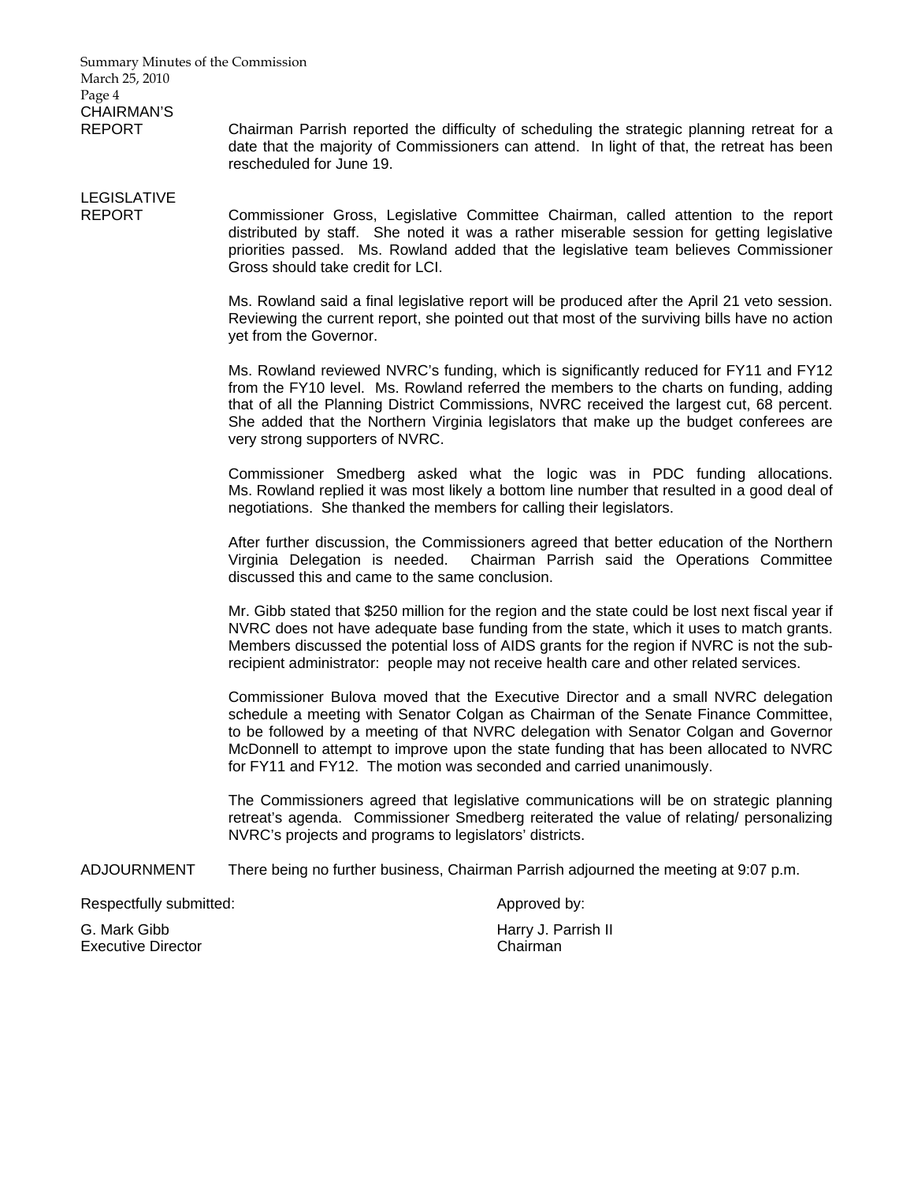**CHAIRMAN'S REPORT**

Chairman Parrish reported the difficulty of scheduling the strategic planning retreat for a date that the majority of Commissioners can attend. In light of that, the retreat has been rescheduled for June 19.

**LEGISLATIVE REPORT**

Commissioner Gross, Legislative Committee Chairman, called attention to the report distributed by staff. She noted it was a rather miserable session for getting legislative priorities passed. Ms. Rowland added that the legislative team believes Commissioner Gross should take credit for LCI.

Ms. Rowland said a final legislative report will be produced after the April 21 veto session. Reviewing the current report, she pointed out that most of the surviving bills have no action yet from the Governor.

Ms. Rowland reviewed NVRC's funding, which is significantly reduced for FY11 and FY12 from the FY10 level. Ms. Rowland referred the members to the charts on funding, adding that of all the Planning District Commissions, NVRC received the largest cut, 68 percent. She added that the Northern Virginia legislators that make up the budget conferees are very strong supporters of NVRC.

Commissioner Smedberg asked what the logic was in PDC funding allocations. Ms. Rowland replied it was most likely a bottom line number that resulted in a good deal of negotiations. She thanked the members for calling their legislators.

After further discussion, the Commissioners agreed that better education of the Northern Virginia Delegation is needed. Chairman Parrish said the Operations Committee discussed this and came to the same conclusion.

Mr. Gibb stated that $250 million for the region and the state could be lost next fiscal year if NVRC does not have adequate base funding from the state, which it uses to match grants. Members discussed the potential loss of AIDS grants for the region if NVRC is not the sub-recipient administrator: people may not receive health care and other related services.

Commissioner Bulova moved that the Executive Director and a small NVRC delegation schedule a meeting with Senator Colgan as Chairman of the Senate Finance Committee, to be followed by a meeting of that NVRC delegation with Senator Colgan and Governor McDonnell to attempt to improve upon the state funding that has been allocated to NVRC for FY11 and FY12. The motion was seconded and carried unanimously.

The Commissioners agreed that legislative communications will be on strategic planning retreat's agenda. Commissioner Smedberg reiterated the value of relating/ personalizing NVRC's projects and programs to legislators' districts.

**ADJOURNMENT**

There being no further business, Chairman Parrish adjourned the meeting at 9:07 p.m.

Respectfully submitted:

G. Mark Gibb
Executive Director

Approved by:

Harry J. Parrish II
Chairman